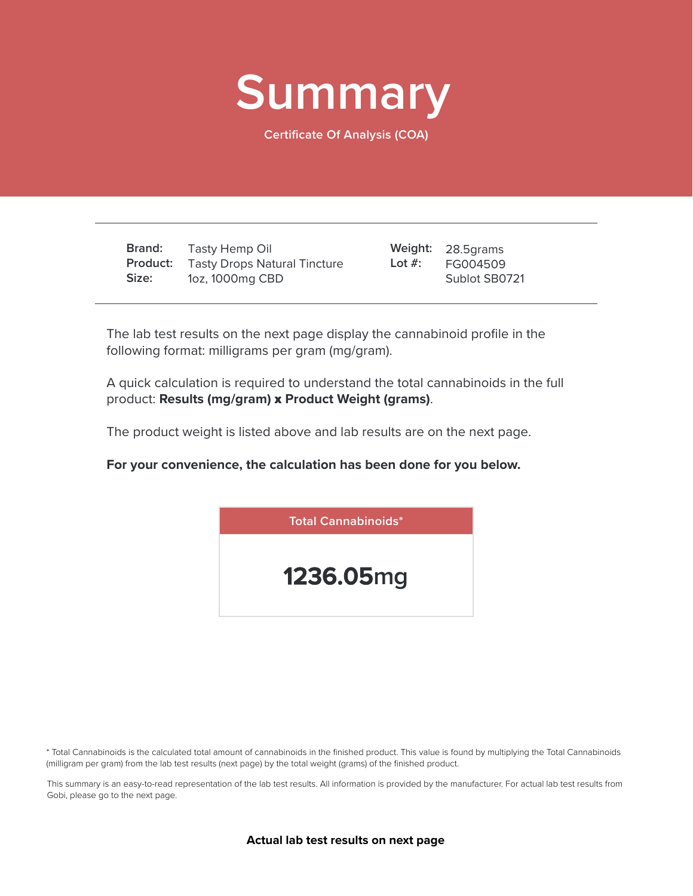# Summary

Certificate Of Analysis (COA)

| | | | |
|---|---|---|---|
| **Brand:** | Tasty Hemp Oil | **Weight:** | 28.5grams |
| **Product:** | Tasty Drops Natural Tincture | **Lot #:** | FG004509 |
| **Size:** | 1oz, 1000mg CBD | | Sublot SB0721 |

The lab test results on the next page display the cannabinoid profile in the following format: milligrams per gram (mg/gram).

A quick calculation is required to understand the total cannabinoids in the full product: **Results (mg/gram) x Product Weight (grams)**.

The product weight is listed above and lab results are on the next page.

**For your convenience, the calculation has been done for you below.**

| Total Cannabinoids* |
|---|
| **1236.05**mg |

* Total Cannabinoids is the calculated total amount of cannabinoids in the finished product. This value is found by multiplying the Total Cannabinoids (milligram per gram) from the lab test results (next page) by the total weight (grams) of the finished product.

This summary is an easy-to-read representation of the lab test results. All information is provided by the manufacturer. For actual lab test results from Gobi, please go to the next page.

**Actual lab test results on next page**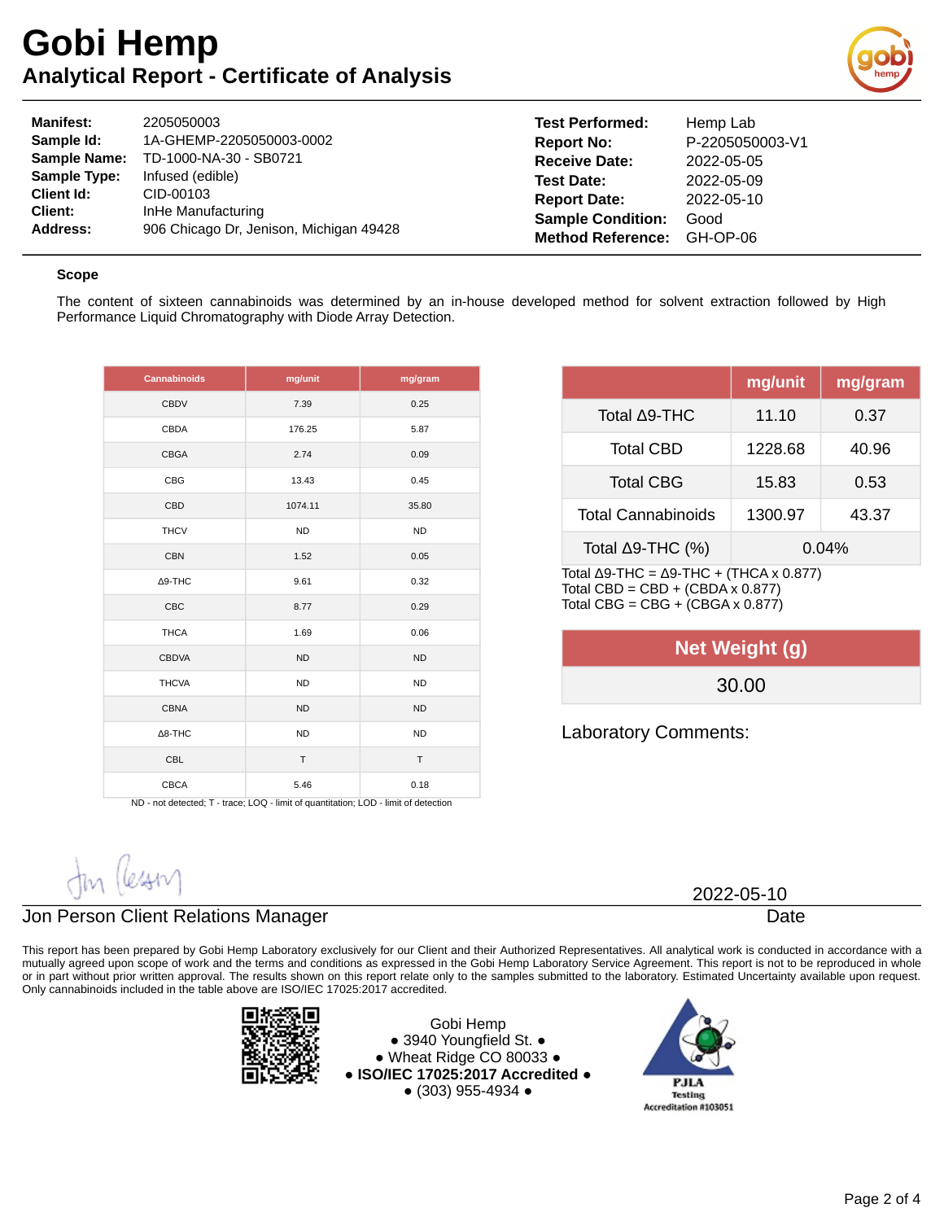# Gobi Hemp

## Analytical Report - Certificate of Analysis

| | |
|---|---|
| **Manifest:** | 2205050003 |
| **Sample Id:** | 1A-GHEMP-2205050003-0002 |
| **Sample Name:** | TD-1000-NA-30 - SB0721 |
| **Sample Type:** | Infused (edible) |
| **Client Id:** | CID-00103 |
| **Client:** | InHe Manufacturing |
| **Address:** | 906 Chicago Dr, Jenison, Michigan 49428 |

| | |
|---|---|
| **Test Performed:** | Hemp Lab |
| **Report No:** | P-2205050003-V1 |
| **Receive Date:** | 2022-05-05 |
| **Test Date:** | 2022-05-09 |
| **Report Date:** | 2022-05-10 |
| **Sample Condition:** | Good |
| **Method Reference:** | GH-OP-06 |

### Scope

The content of sixteen cannabinoids was determined by an in-house developed method for solvent extraction followed by High Performance Liquid Chromatography with Diode Array Detection.

| Cannabinoids | mg/unit | mg/gram |
|---|---|---|
| CBDV | 7.39 | 0.25 |
| CBDA | 176.25 | 5.87 |
| CBGA | 2.74 | 0.09 |
| CBG | 13.43 | 0.45 |
| CBD | 1074.11 | 35.80 |
| THCV | ND | ND |
| CBN | 1.52 | 0.05 |
| Δ9-THC | 9.61 | 0.32 |
| CBC | 8.77 | 0.29 |
| THCA | 1.69 | 0.06 |
| CBDVA | ND | ND |
| THCVA | ND | ND |
| CBNA | ND | ND |
| Δ8-THC | ND | ND |
| CBL | T | T |
| CBCA | 5.46 | 0.18 |

ND - not detected; T - trace; LOQ - limit of quantitation; LOD - limit of detection

| | mg/unit | mg/gram |
|---|---|---|
| Total Δ9-THC | 11.10 | 0.37 |
| Total CBD | 1228.68 | 40.96 |
| Total CBG | 15.83 | 0.53 |
| Total Cannabinoids | 1300.97 | 43.37 |
| Total Δ9-THC (%) | 0.04% | |

Total Δ9-THC = Δ9-THC + (THCA x 0.877)
Total CBD = CBD + (CBDA x 0.877)
Total CBG = CBG + (CBGA x 0.877)

| Net Weight (g) |
|---|
| 30.00 |

Laboratory Comments:

Jon Person Client Relations Manager

2022-05-10
Date

This report has been prepared by Gobi Hemp Laboratory exclusively for our Client and their Authorized Representatives. All analytical work is conducted in accordance with a mutually agreed upon scope of work and the terms and conditions as expressed in the Gobi Hemp Laboratory Service Agreement. This report is not to be reproduced in whole or in part without prior written approval. The results shown on this report relate only to the samples submitted to the laboratory. Estimated Uncertainty available upon request. Only cannabinoids included in the table above are ISO/IEC 17025:2017 accredited.

Gobi Hemp
● 3940 Youngfield St. ●
● Wheat Ridge CO 80033 ●
● **ISO/IEC 17025:2017 Accredited** ●
● (303) 955-4934 ●

PJLA
Testing
Accreditation #103051